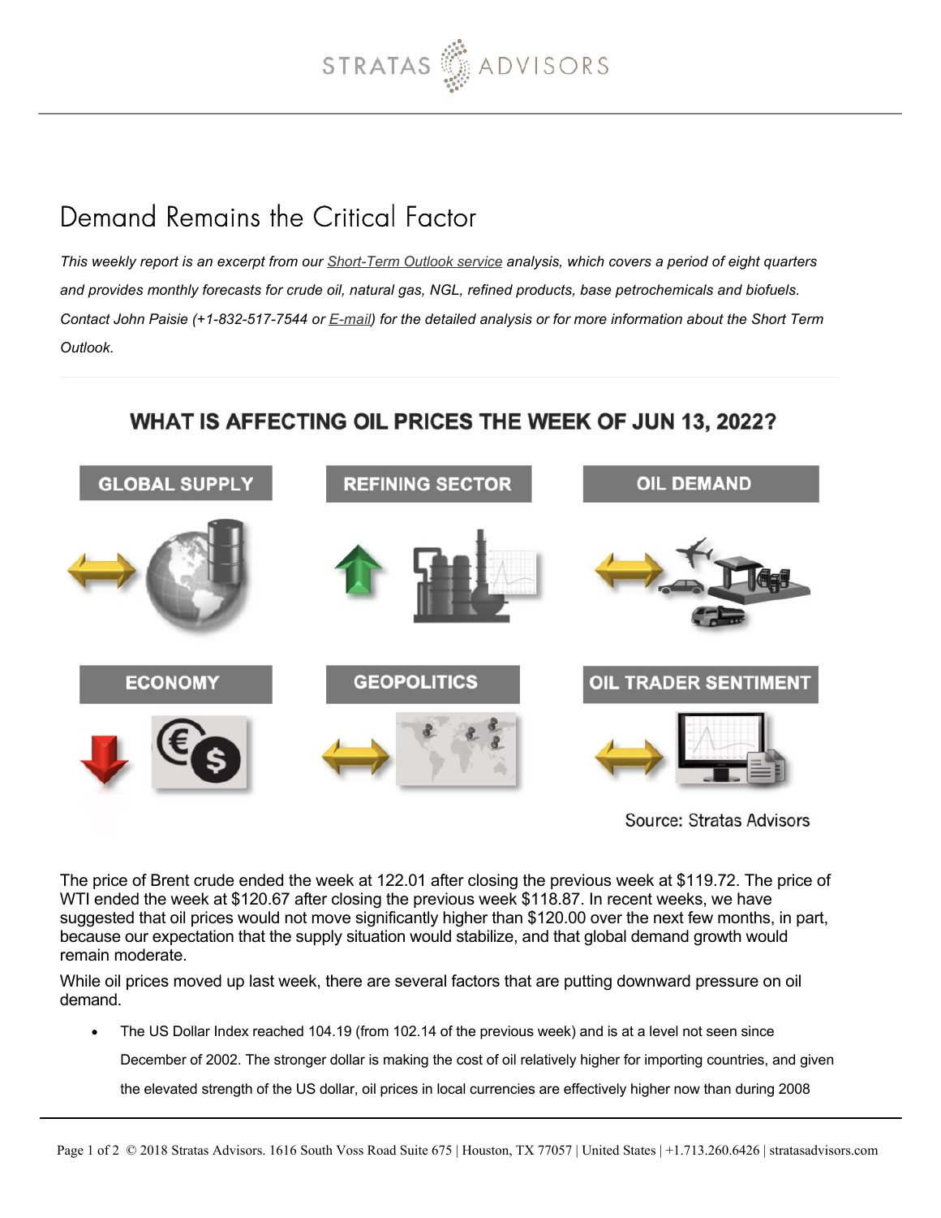# Demand Remains the Critical Factor

*This weekly report is an excerpt from our Short-Term Outlook service analysis, which covers a period of eight quarters and provides monthly forecasts for crude oil, natural gas, NGL, refined products, base petrochemicals and biofuels. Contact John Paisie (+1-832-517-7544 or E-mail) for the detailed analysis or for more information about the Short Term Outlook.*

## WHAT IS AFFECTING OIL PRICES THE WEEK OF JUN 13, 2022?

| GLOBAL SUPPLY | REFINING SECTOR | OIL DEMAND |
|---|---|---|
| ↔ | ↑ | ↔ |
| **ECONOMY** | **GEOPOLITICS** | **OIL TRADER SENTIMENT** |
| ↓ | ↔ | ↔ |

Source: Stratas Advisors

The price of Brent crude ended the week at 122.01 after closing the previous week at $119.72. The price of WTI ended the week at $120.67 after closing the previous week $118.87. In recent weeks, we have suggested that oil prices would not move significantly higher than $120.00 over the next few months, in part, because our expectation that the supply situation would stabilize, and that global demand growth would remain moderate.

While oil prices moved up last week, there are several factors that are putting downward pressure on oil demand.

- The US Dollar Index reached 104.19 (from 102.14 of the previous week) and is at a level not seen since December of 2002. The stronger dollar is making the cost of oil relatively higher for importing countries, and given the elevated strength of the US dollar, oil prices in local currencies are effectively higher now than during 2008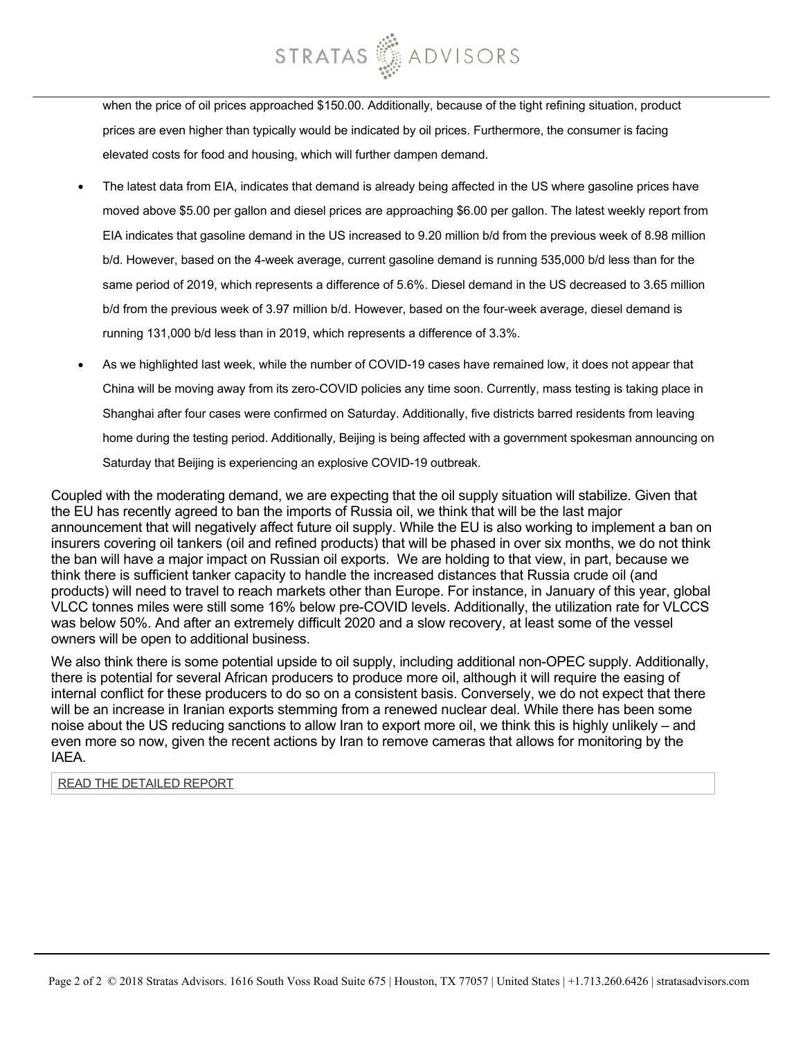when the price of oil prices approached $150.00. Additionally, because of the tight refining situation, product prices are even higher than typically would be indicated by oil prices. Furthermore, the consumer is facing elevated costs for food and housing, which will further dampen demand.

- The latest data from EIA, indicates that demand is already being affected in the US where gasoline prices have moved above $5.00 per gallon and diesel prices are approaching $6.00 per gallon. The latest weekly report from EIA indicates that gasoline demand in the US increased to 9.20 million b/d from the previous week of 8.98 million b/d. However, based on the 4-week average, current gasoline demand is running 535,000 b/d less than for the same period of 2019, which represents a difference of 5.6%. Diesel demand in the US decreased to 3.65 million b/d from the previous week of 3.97 million b/d. However, based on the four-week average, diesel demand is running 131,000 b/d less than in 2019, which represents a difference of 3.3%.
- As we highlighted last week, while the number of COVID-19 cases have remained low, it does not appear that China will be moving away from its zero-COVID policies any time soon. Currently, mass testing is taking place in Shanghai after four cases were confirmed on Saturday. Additionally, five districts barred residents from leaving home during the testing period. Additionally, Beijing is being affected with a government spokesman announcing on Saturday that Beijing is experiencing an explosive COVID-19 outbreak.

Coupled with the moderating demand, we are expecting that the oil supply situation will stabilize. Given that the EU has recently agreed to ban the imports of Russia oil, we think that will be the last major announcement that will negatively affect future oil supply. While the EU is also working to implement a ban on insurers covering oil tankers (oil and refined products) that will be phased in over six months, we do not think the ban will have a major impact on Russian oil exports. We are holding to that view, in part, because we think there is sufficient tanker capacity to handle the increased distances that Russia crude oil (and products) will need to travel to reach markets other than Europe. For instance, in January of this year, global VLCC tonnes miles were still some 16% below pre-COVID levels. Additionally, the utilization rate for VLCCS was below 50%. And after an extremely difficult 2020 and a slow recovery, at least some of the vessel owners will be open to additional business.

We also think there is some potential upside to oil supply, including additional non-OPEC supply. Additionally, there is potential for several African producers to produce more oil, although it will require the easing of internal conflict for these producers to do so on a consistent basis. Conversely, we do not expect that there will be an increase in Iranian exports stemming from a renewed nuclear deal. While there has been some noise about the US reducing sanctions to allow Iran to export more oil, we think this is highly unlikely – and even more so now, given the recent actions by Iran to remove cameras that allows for monitoring by the IAEA.

READ THE DETAILED REPORT